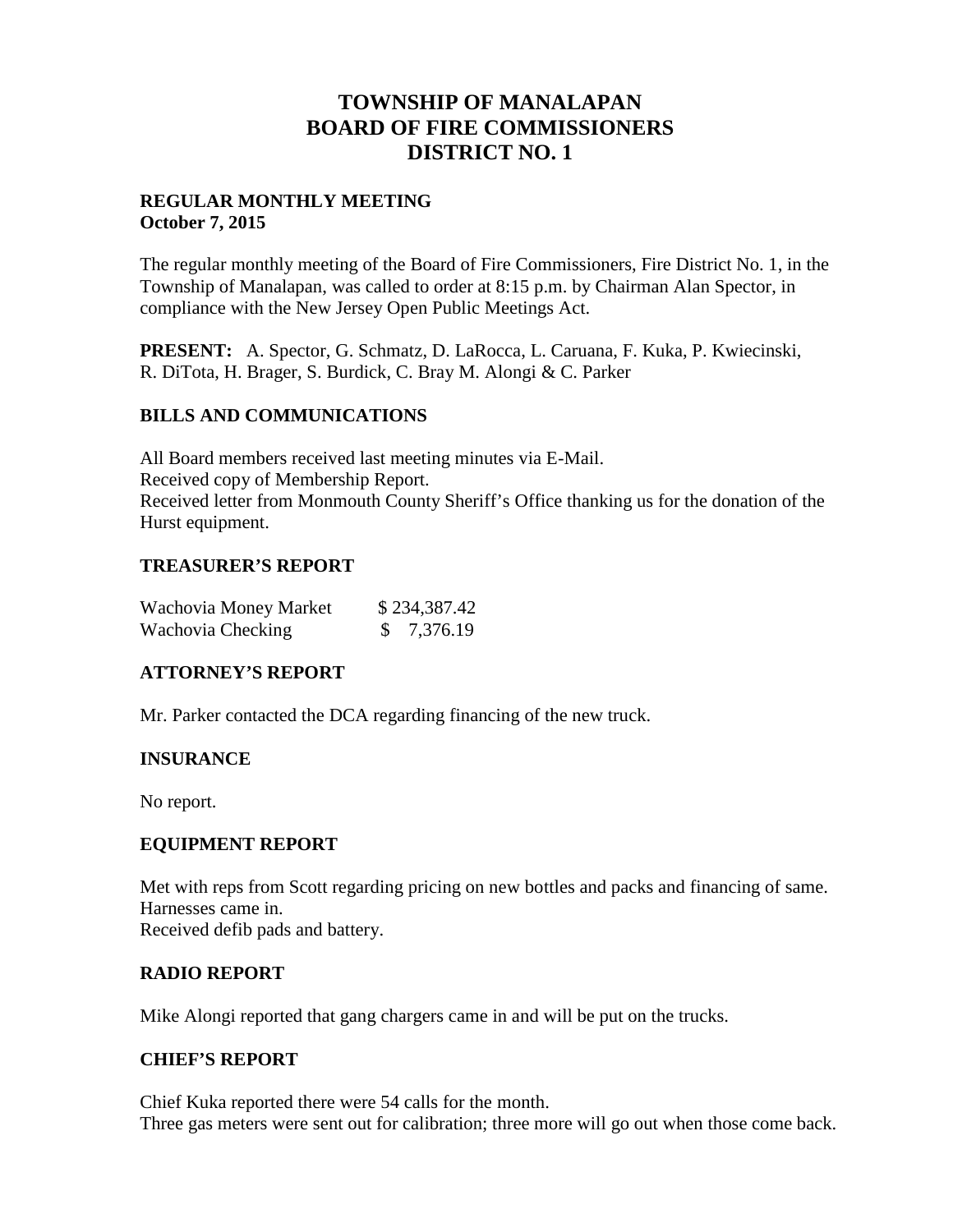# TOWNSHIP OF MANALAPAN
# BOARD OF FIRE COMMISSIONERS
# DISTRICT NO. 1

**REGULAR MONTHLY MEETING**
**October 7, 2015**

The regular monthly meeting of the Board of Fire Commissioners, Fire District No. 1, in the Township of Manalapan, was called to order at 8:15 p.m. by Chairman Alan Spector, in compliance with the New Jersey Open Public Meetings Act.

**PRESENT:** A. Spector, G. Schmatz, D. LaRocca, L. Caruana, F. Kuka, P. Kwiecinski, R. DiTota, H. Brager, S. Burdick, C. Bray M. Alongi & C. Parker

## BILLS AND COMMUNICATIONS

All Board members received last meeting minutes via E-Mail.
Received copy of Membership Report.
Received letter from Monmouth County Sheriff's Office thanking us for the donation of the Hurst equipment.

## TREASURER'S REPORT

| | |
|---|---|
| Wachovia Money Market | $ 234,387.42 |
| Wachovia Checking | $ 7,376.19 |

## ATTORNEY'S REPORT

Mr. Parker contacted the DCA regarding financing of the new truck.

## INSURANCE

No report.

## EQUIPMENT REPORT

Met with reps from Scott regarding pricing on new bottles and packs and financing of same.
Harnesses came in.
Received defib pads and battery.

## RADIO REPORT

Mike Alongi reported that gang chargers came in and will be put on the trucks.

## CHIEF'S REPORT

Chief Kuka reported there were 54 calls for the month.
Three gas meters were sent out for calibration; three more will go out when those come back.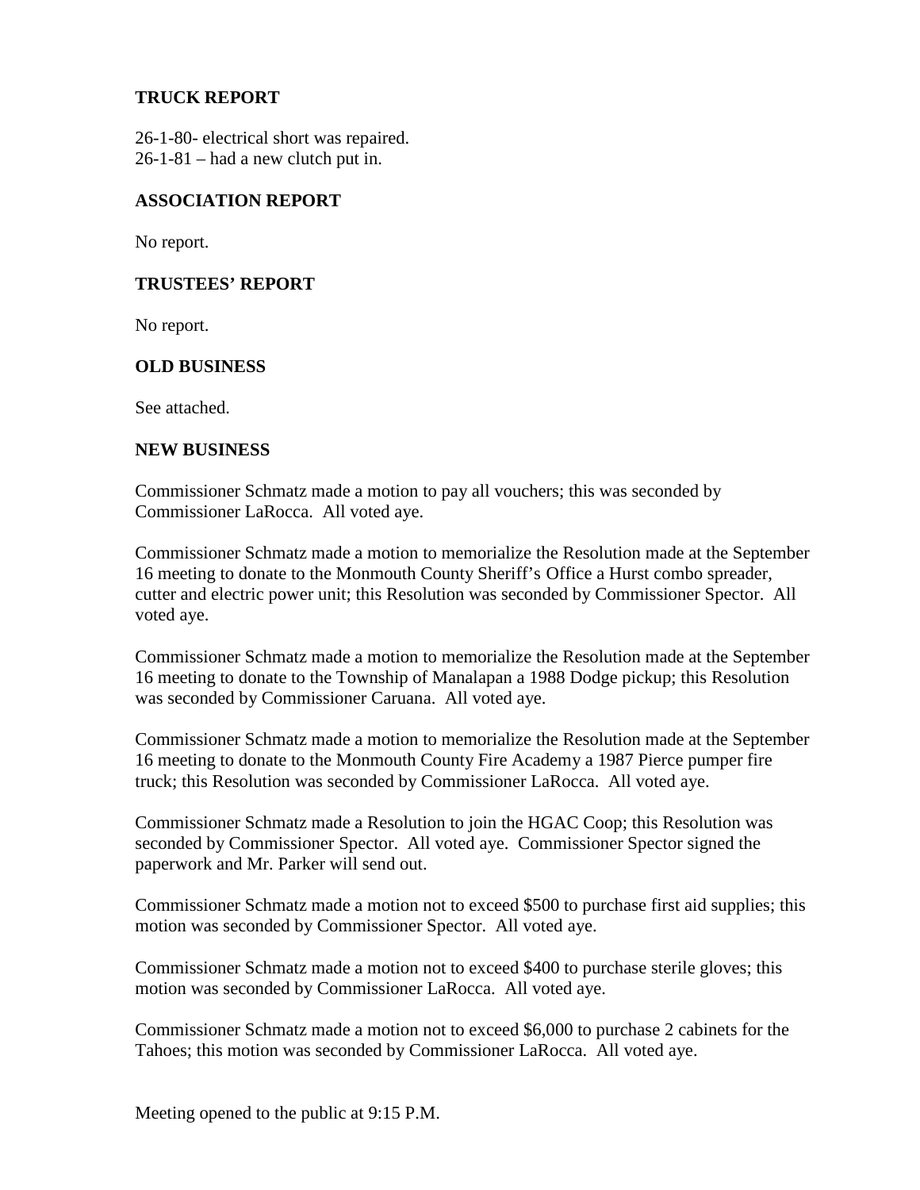## TRUCK REPORT

26-1-80- electrical short was repaired.
26-1-81 – had a new clutch put in.

## ASSOCIATION REPORT

No report.

## TRUSTEES' REPORT

No report.

## OLD BUSINESS

See attached.

## NEW BUSINESS

Commissioner Schmatz made a motion to pay all vouchers; this was seconded by Commissioner LaRocca. All voted aye.

Commissioner Schmatz made a motion to memorialize the Resolution made at the September 16 meeting to donate to the Monmouth County Sheriff's Office a Hurst combo spreader, cutter and electric power unit; this Resolution was seconded by Commissioner Spector. All voted aye.

Commissioner Schmatz made a motion to memorialize the Resolution made at the September 16 meeting to donate to the Township of Manalapan a 1988 Dodge pickup; this Resolution was seconded by Commissioner Caruana. All voted aye.

Commissioner Schmatz made a motion to memorialize the Resolution made at the September 16 meeting to donate to the Monmouth County Fire Academy a 1987 Pierce pumper fire truck; this Resolution was seconded by Commissioner LaRocca. All voted aye.

Commissioner Schmatz made a Resolution to join the HGAC Coop; this Resolution was seconded by Commissioner Spector. All voted aye. Commissioner Spector signed the paperwork and Mr. Parker will send out.

Commissioner Schmatz made a motion not to exceed $500 to purchase first aid supplies; this motion was seconded by Commissioner Spector. All voted aye.

Commissioner Schmatz made a motion not to exceed $400 to purchase sterile gloves; this motion was seconded by Commissioner LaRocca. All voted aye.

Commissioner Schmatz made a motion not to exceed $6,000 to purchase 2 cabinets for the Tahoes; this motion was seconded by Commissioner LaRocca. All voted aye.

Meeting opened to the public at 9:15 P.M.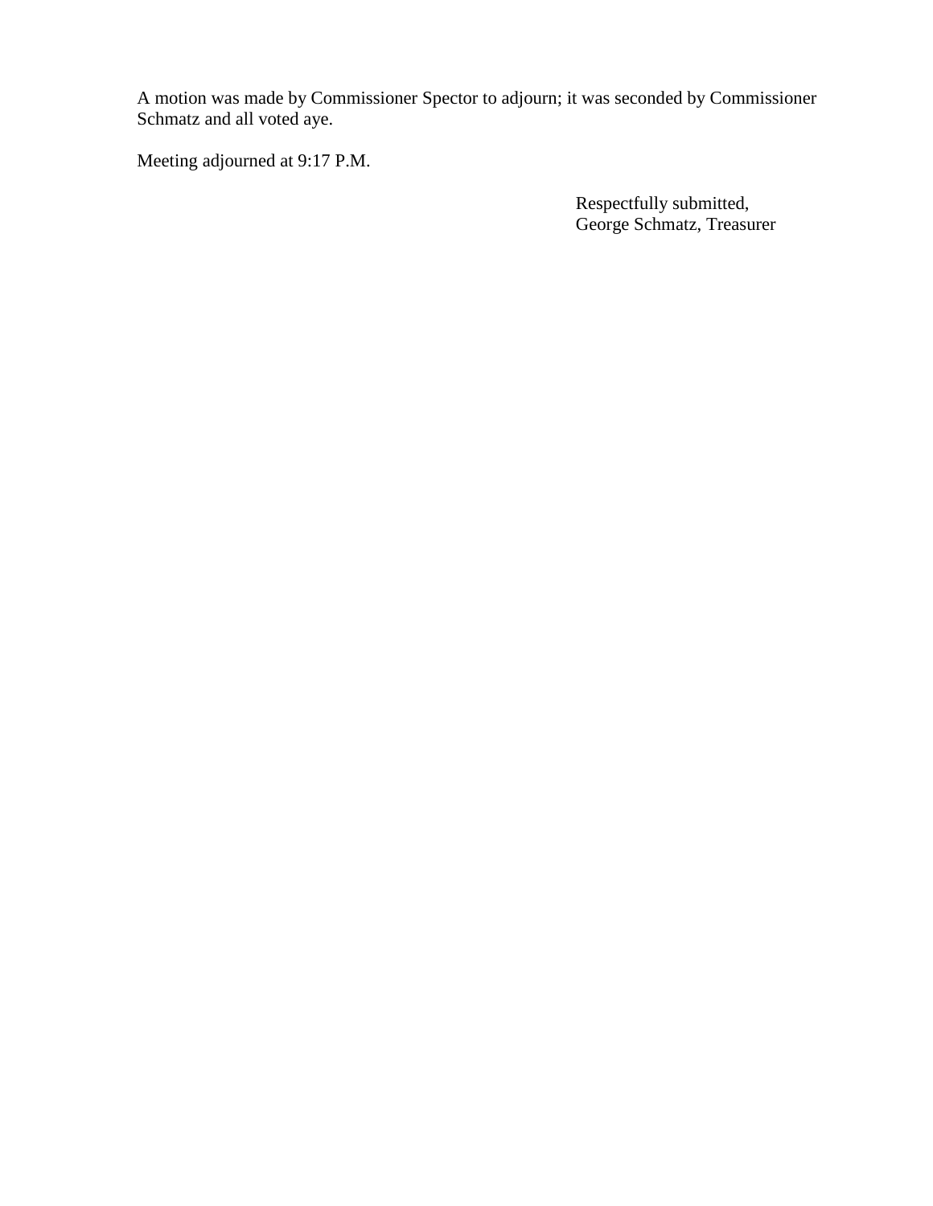A motion was made by Commissioner Spector to adjourn; it was seconded by Commissioner Schmatz and all voted aye.

Meeting adjourned at 9:17 P.M.

Respectfully submitted,
George Schmatz, Treasurer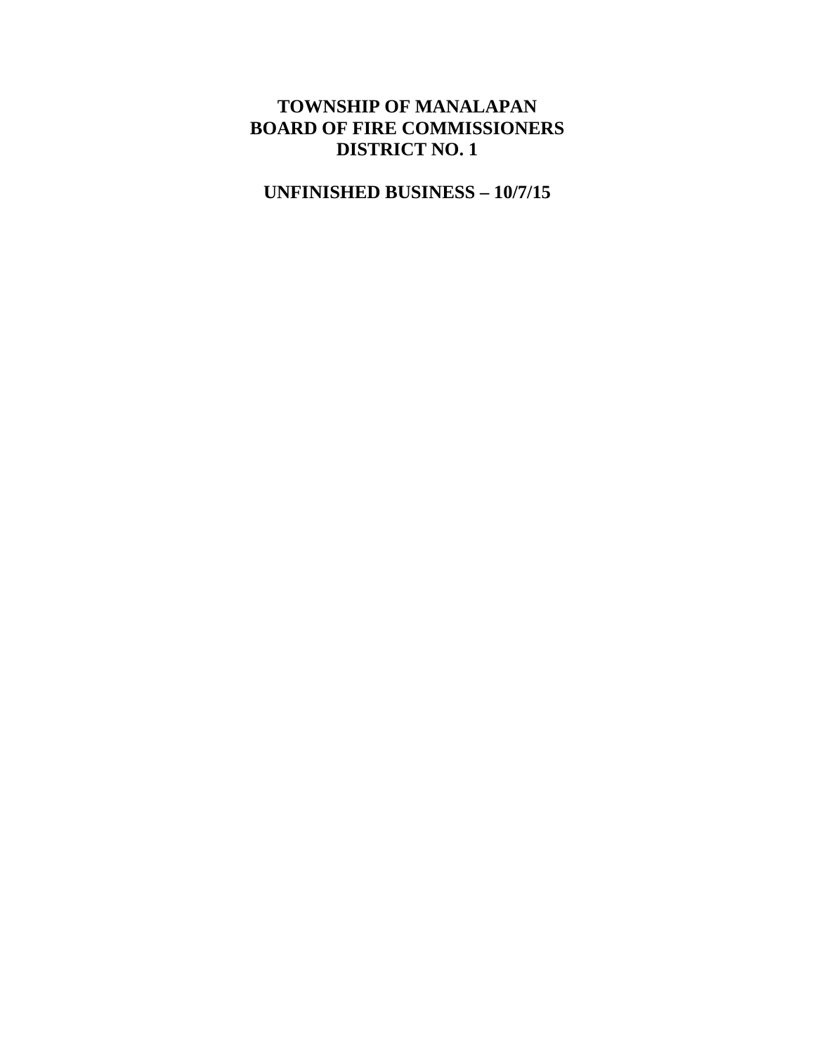# TOWNSHIP OF MANALAPAN
# BOARD OF FIRE COMMISSIONERS
# DISTRICT NO. 1

## UNFINISHED BUSINESS – 10/7/15